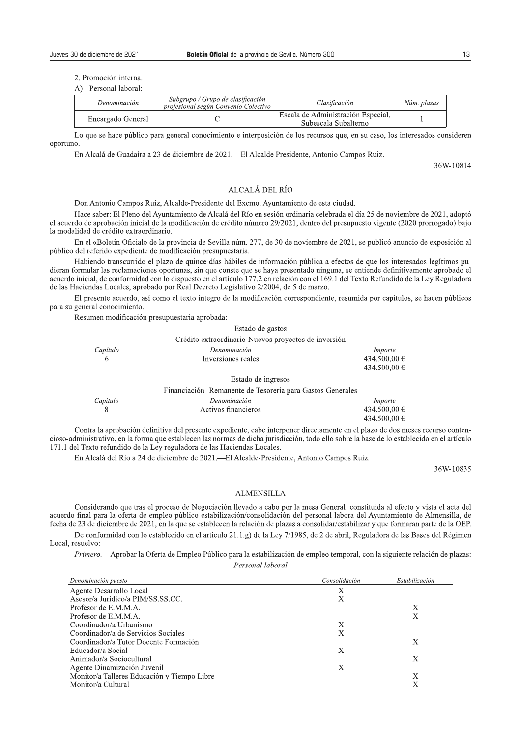2. Promoción interna.

A) Personal laboral:

| *Denominación* | *Subgrupo / Grupo de clasificación profesional según Convenio Colectivo* | *Clasificación* | *Núm. plazas* |
|---|---|---|---|
| Encargado General | C | Escala de Administración Especial, Subescala Subalterno | 1 |

Lo que se hace público para general conocimiento e interposición de los recursos que, en su caso, los interesados consideren oportuno.

En Alcalá de Guadaíra a 23 de diciembre de 2021.—El Alcalde Presidente, Antonio Campos Ruiz.

36W-10814

---

## ALCALÁ DEL RÍO

Don Antonio Campos Ruiz, Alcalde-Presidente del Excmo. Ayuntamiento de esta ciudad.

Hace saber: El Pleno del Ayuntamiento de Alcalá del Río en sesión ordinaria celebrada el día 25 de noviembre de 2021, adoptó el acuerdo de aprobación inicial de la modificación de crédito número 29/2021, dentro del presupuesto vigente (2020 prorrogado) bajo la modalidad de crédito extraordinario.

En el «Boletín Oficial» de la provincia de Sevilla núm. 277, de 30 de noviembre de 2021, se publicó anuncio de exposición al público del referido expediente de modificación presupuestaria.

Habiendo transcurrido el plazo de quince días hábiles de información pública a efectos de que los interesados legítimos pudieran formular las reclamaciones oportunas, sin que conste que se haya presentado ninguna, se entiende definitivamente aprobado el acuerdo inicial, de conformidad con lo dispuesto en el artículo 177.2 en relación con el 169.1 del Texto Refundido de la Ley Reguladora de las Haciendas Locales, aprobado por Real Decreto Legislativo 2/2004, de 5 de marzo.

El presente acuerdo, así como el texto íntegro de la modificación correspondiente, resumida por capítulos, se hacen públicos para su general conocimiento.

Resumen modificación presupuestaria aprobada:

Estado de gastos

Crédito extraordinario-Nuevos proyectos de inversión

| *Capítulo* | *Denominación* | *Importe* |
|---|---|---|
| 6 | Inversiones reales | 434.500,00 € |
| | | 434.500,00 € |

Estado de ingresos

Financiación- Remanente de Tesorería para Gastos Generales

| *Capítulo* | *Denominación* | *Importe* |
|---|---|---|
| 8 | Activos financieros | 434.500,00 € |
| | | 434.500,00 € |

Contra la aprobación definitiva del presente expediente, cabe interponer directamente en el plazo de dos meses recurso contencioso-administrativo, en la forma que establecen las normas de dicha jurisdicción, todo ello sobre la base de lo establecido en el artículo 171.1 del Texto refundido de la Ley reguladora de las Haciendas Locales.

En Alcalá del Río a 24 de diciembre de 2021.—El Alcalde-Presidente, Antonio Campos Ruiz.

36W-10835

---

## ALMENSILLA

Considerando que tras el proceso de Negociación llevado a cabo por la mesa General constituida al efecto y vista el acta del acuerdo final para la oferta de empleo público estabilización/consolidación del personal labora del Ayuntamiento de Almensilla, de fecha de 23 de diciembre de 2021, en la que se establecen la relación de plazas a consolidar/estabilizar y que formaran parte de la OEP.

De conformidad con lo establecido en el artículo 21.1.g) de la Ley 7/1985, de 2 de abril, Reguladora de las Bases del Régimen Local, resuelvo:

*Primero.* Aprobar la Oferta de Empleo Público para la estabilización de empleo temporal, con la siguiente relación de plazas:

*Personal laboral*

| *Denominación puesto* | *Consolidación* | *Estabilización* |
|---|---|---|
| Agente Desarrollo Local | X | |
| Asesor/a Jurídico/a PIM/SS.SS.CC. | X | |
| Profesor de E.M.M.A. | | X |
| Profesor de E.M.M.A. | | X |
| Coordinador/a Urbanismo | X | |
| Coordinador/a de Servicios Sociales | X | |
| Coordinador/a Tutor Docente Formación | | X |
| Educador/a Social | X | |
| Animador/a Sociocultural | | X |
| Agente Dinamización Juvenil | X | |
| Monitor/a Talleres Educación y Tiempo Libre | | X |
| Monitor/a Cultural | | X |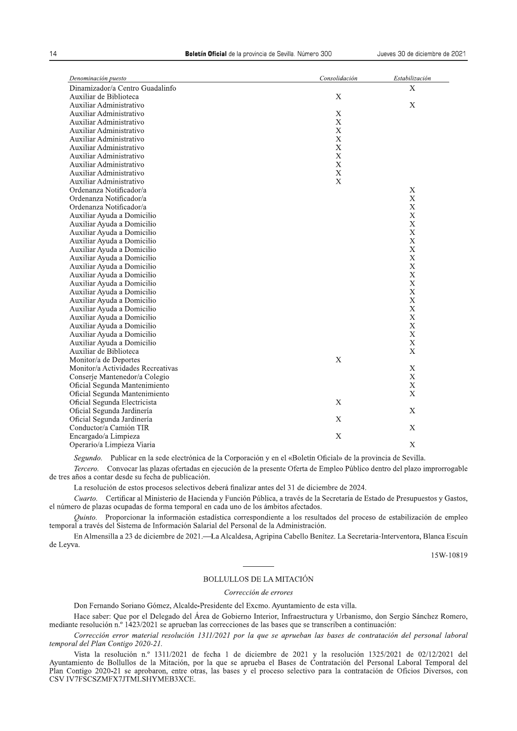| *Denominación puesto* | *Consolidación* | *Estabilización* |
|---|---|---|
| Dinamizador/a Centro Guadalinfo | | X |
| Auxiliar de Biblioteca | X | |
| Auxiliar Administrativo | | X |
| Auxiliar Administrativo | X | |
| Auxiliar Administrativo | X | |
| Auxiliar Administrativo | X | |
| Auxiliar Administrativo | X | |
| Auxiliar Administrativo | X | |
| Auxiliar Administrativo | X | |
| Auxiliar Administrativo | X | |
| Auxiliar Administrativo | X | |
| Auxiliar Administrativo | X | |
| Ordenanza Notificador/a | | X |
| Ordenanza Notificador/a | | X |
| Ordenanza Notificador/a | | X |
| Auxiliar Ayuda a Domicilio | | X |
| Auxiliar Ayuda a Domicilio | | X |
| Auxiliar Ayuda a Domicilio | | X |
| Auxiliar Ayuda a Domicilio | | X |
| Auxiliar Ayuda a Domicilio | | X |
| Auxiliar Ayuda a Domicilio | | X |
| Auxiliar Ayuda a Domicilio | | X |
| Auxiliar Ayuda a Domicilio | | X |
| Auxiliar Ayuda a Domicilio | | X |
| Auxiliar Ayuda a Domicilio | | X |
| Auxiliar Ayuda a Domicilio | | X |
| Auxiliar Ayuda a Domicilio | | X |
| Auxiliar Ayuda a Domicilio | | X |
| Auxiliar Ayuda a Domicilio | | X |
| Auxiliar Ayuda a Domicilio | | X |
| Auxiliar Ayuda a Domicilio | | X |
| Auxiliar de Biblioteca | | X |
| Monitor/a de Deportes | X | |
| Monitor/a Actividades Recreativas | | X |
| Conserje Mantenedor/a Colegio | | X |
| Oficial Segunda Mantenimiento | | X |
| Oficial Segunda Mantenimiento | | X |
| Oficial Segunda Electricista | X | |
| Oficial Segunda Jardinería | | X |
| Oficial Segunda Jardinería | X | |
| Conductor/a Camión TIR | | X |
| Encargado/a Limpieza | X | |
| Operario/a Limpieza Viaria | | X |

*Segundo.* Publicar en la sede electrónica de la Corporación y en el «Boletín Oficial» de la provincia de Sevilla.

*Tercero.* Convocar las plazas ofertadas en ejecución de la presente Oferta de Empleo Público dentro del plazo improrrogable de tres años a contar desde su fecha de publicación.

La resolución de estos procesos selectivos deberá finalizar antes del 31 de diciembre de 2024.

*Cuarto.* Certificar al Ministerio de Hacienda y Función Pública, a través de la Secretaría de Estado de Presupuestos y Gastos, el número de plazas ocupadas de forma temporal en cada uno de los ámbitos afectados.

*Quinto.* Proporcionar la información estadística correspondiente a los resultados del proceso de estabilización de empleo temporal a través del Sistema de Información Salarial del Personal de la Administración.

En Almensilla a 23 de diciembre de 2021.—La Alcaldesa, Agripina Cabello Benítez. La Secretaria-Interventora, Blanca Escuín de Leyva.

15W-10819

---

## BOLLULLOS DE LA MITACIÓN

*Corrección de errores*

Don Fernando Soriano Gómez, Alcalde-Presidente del Excmo. Ayuntamiento de esta villa.

Hace saber: Que por el Delegado del Área de Gobierno Interior, Infraestructura y Urbanismo, don Sergio Sánchez Romero, mediante resolución n.º 1423/2021 se aprueban las correcciones de las bases que se transcriben a continuación:

*Corrección error material resolución 1311/2021 por la que se aprueban las bases de contratación del personal laboral temporal del Plan Contigo 2020-21.*

Vista la resolución n.º 1311/2021 de fecha 1 de diciembre de 2021 y la resolución 1325/2021 de 02/12/2021 del Ayuntamiento de Bollullos de la Mitación, por la que se aprueba el Bases de Contratación del Personal Laboral Temporal del Plan Contigo 2020-21 se aprobaron, entre otras, las bases y el proceso selectivo para la contratación de Oficios Diversos, con CSV IV7FSCSZMFX7JTMLSHYMEB3XCE.